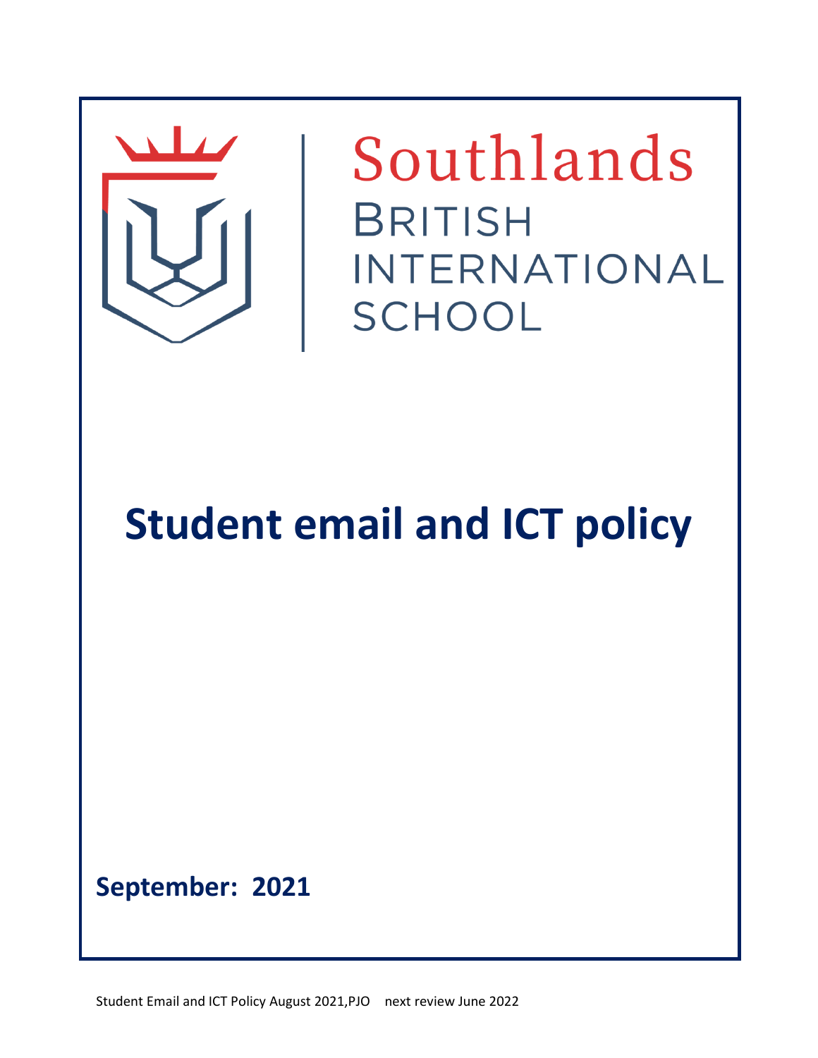Southlands

BRITISH INTERNATIONAL SCHOOL

# Student email and ICT policy

**September: 2021**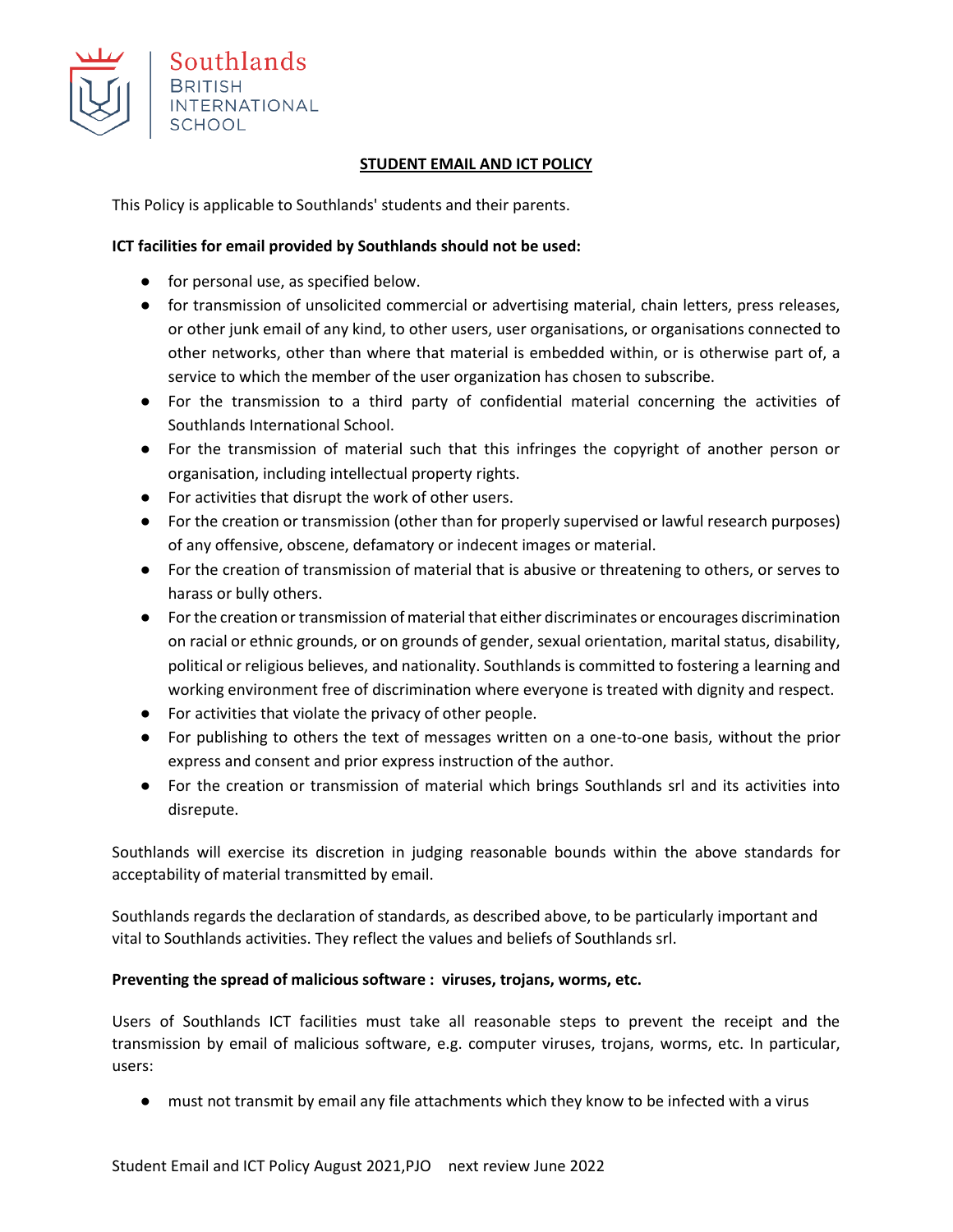# STUDENT EMAIL AND ICT POLICY

This Policy is applicable to Southlands' students and their parents.

**ICT facilities for email provided by Southlands should not be used:**

- for personal use, as specified below.
- for transmission of unsolicited commercial or advertising material, chain letters, press releases, or other junk email of any kind, to other users, user organisations, or organisations connected to other networks, other than where that material is embedded within, or is otherwise part of, a service to which the member of the user organization has chosen to subscribe.
- For the transmission to a third party of confidential material concerning the activities of Southlands International School.
- For the transmission of material such that this infringes the copyright of another person or organisation, including intellectual property rights.
- For activities that disrupt the work of other users.
- For the creation or transmission (other than for properly supervised or lawful research purposes) of any offensive, obscene, defamatory or indecent images or material.
- For the creation of transmission of material that is abusive or threatening to others, or serves to harass or bully others.
- For the creation or transmission of material that either discriminates or encourages discrimination on racial or ethnic grounds, or on grounds of gender, sexual orientation, marital status, disability, political or religious believes, and nationality. Southlands is committed to fostering a learning and working environment free of discrimination where everyone is treated with dignity and respect.
- For activities that violate the privacy of other people.
- For publishing to others the text of messages written on a one-to-one basis, without the prior express and consent and prior express instruction of the author.
- For the creation or transmission of material which brings Southlands srl and its activities into disrepute.

Southlands will exercise its discretion in judging reasonable bounds within the above standards for acceptability of material transmitted by email.

Southlands regards the declaration of standards, as described above, to be particularly important and vital to Southlands activities. They reflect the values and beliefs of Southlands srl.

**Preventing the spread of malicious software : viruses, trojans, worms, etc.**

Users of Southlands ICT facilities must take all reasonable steps to prevent the receipt and the transmission by email of malicious software, e.g. computer viruses, trojans, worms, etc. In particular, users:

- must not transmit by email any file attachments which they know to be infected with a virus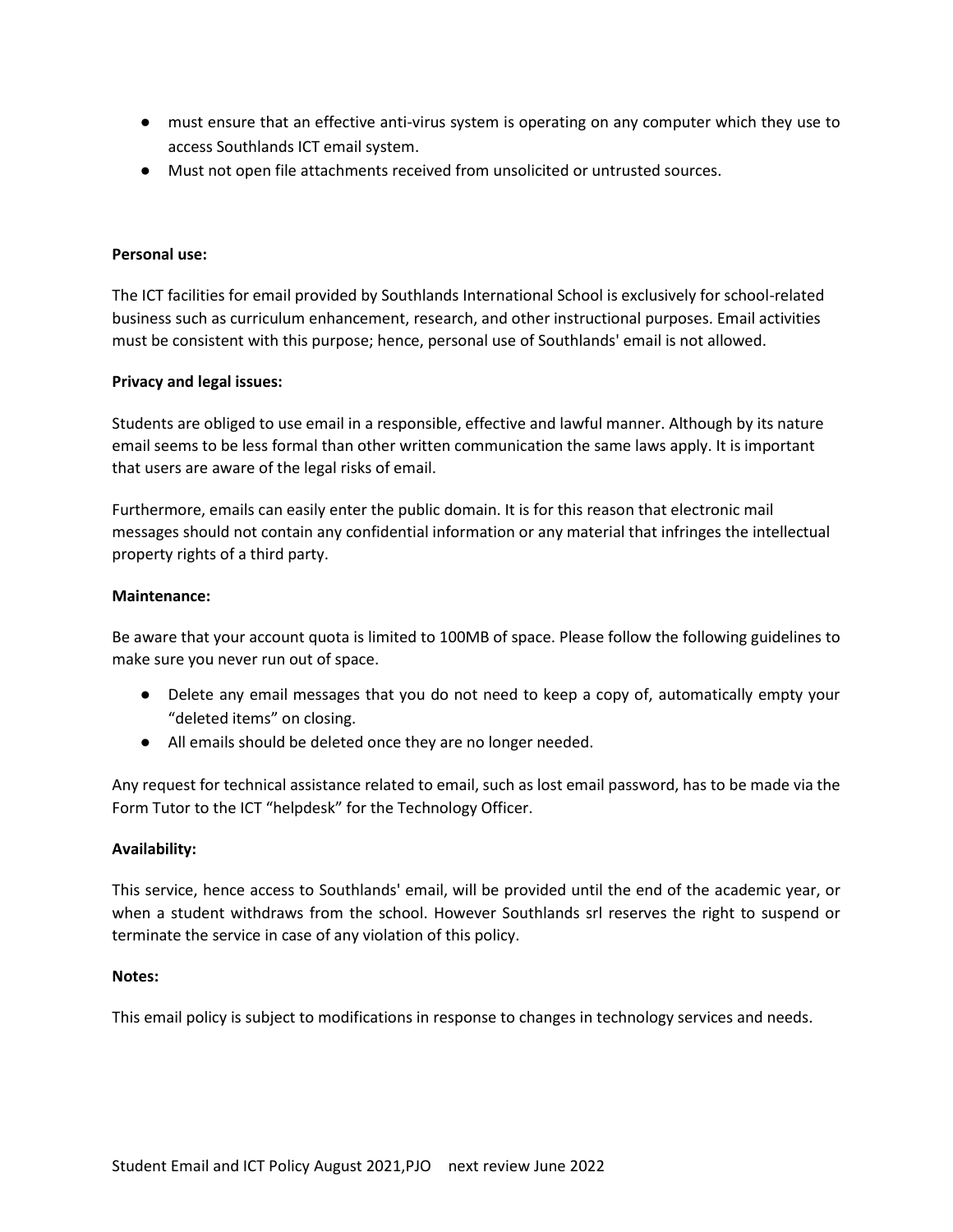- must ensure that an effective anti-virus system is operating on any computer which they use to access Southlands ICT email system.
- Must not open file attachments received from unsolicited or untrusted sources.

**Personal use:**

The ICT facilities for email provided by Southlands International School is exclusively for school-related business such as curriculum enhancement, research, and other instructional purposes. Email activities must be consistent with this purpose; hence, personal use of Southlands' email is not allowed.

**Privacy and legal issues:**

Students are obliged to use email in a responsible, effective and lawful manner. Although by its nature email seems to be less formal than other written communication the same laws apply. It is important that users are aware of the legal risks of email.

Furthermore, emails can easily enter the public domain. It is for this reason that electronic mail messages should not contain any confidential information or any material that infringes the intellectual property rights of a third party.

**Maintenance:**

Be aware that your account quota is limited to 100MB of space. Please follow the following guidelines to make sure you never run out of space.

- Delete any email messages that you do not need to keep a copy of, automatically empty your "deleted items" on closing.
- All emails should be deleted once they are no longer needed.

Any request for technical assistance related to email, such as lost email password, has to be made via the Form Tutor to the ICT "helpdesk" for the Technology Officer.

**Availability:**

This service, hence access to Southlands' email, will be provided until the end of the academic year, or when a student withdraws from the school. However Southlands srl reserves the right to suspend or terminate the service in case of any violation of this policy.

**Notes:**

This email policy is subject to modifications in response to changes in technology services and needs.